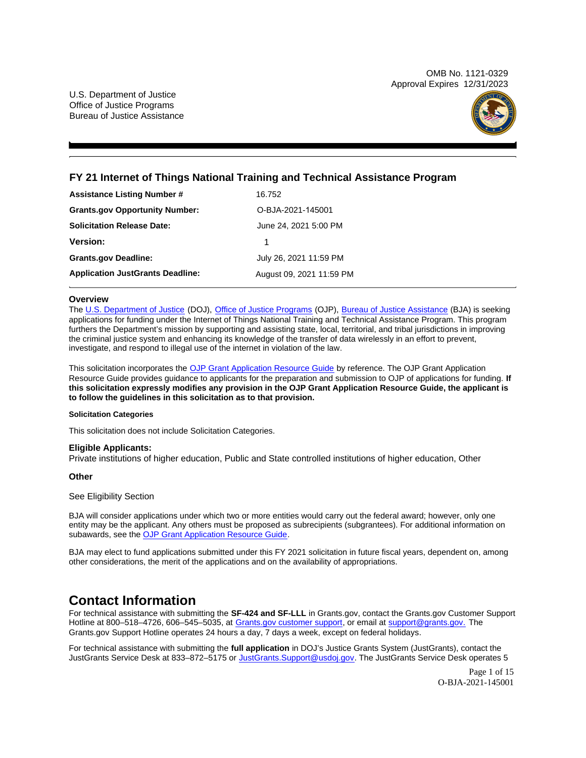OMB No. 1121-0329
Approval Expires 12/31/2023

U.S. Department of Justice
Office of Justice Programs
Bureau of Justice Assistance

# FY 21 Internet of Things National Training and Technical Assistance Program

| | |
|---|---|
| **Assistance Listing Number #** | 16.752 |
| **Grants.gov Opportunity Number:** | O-BJA-2021-145001 |
| **Solicitation Release Date:** | June 24, 2021 5:00 PM |
| **Version:** | 1 |
| **Grants.gov Deadline:** | July 26, 2021 11:59 PM |
| **Application JustGrants Deadline:** | August 09, 2021 11:59 PM |

### Overview

The U.S. Department of Justice (DOJ), Office of Justice Programs (OJP), Bureau of Justice Assistance (BJA) is seeking applications for funding under the Internet of Things National Training and Technical Assistance Program. This program furthers the Department's mission by supporting and assisting state, local, territorial, and tribal jurisdictions in improving the criminal justice system and enhancing its knowledge of the transfer of data wirelessly in an effort to prevent, investigate, and respond to illegal use of the internet in violation of the law.

This solicitation incorporates the OJP Grant Application Resource Guide by reference. The OJP Grant Application Resource Guide provides guidance to applicants for the preparation and submission to OJP of applications for funding. **If this solicitation expressly modifies any provision in the OJP Grant Application Resource Guide, the applicant is to follow the guidelines in this solicitation as to that provision.**

#### Solicitation Categories

This solicitation does not include Solicitation Categories.

### Eligible Applicants:

Private institutions of higher education, Public and State controlled institutions of higher education, Other

### Other

See Eligibility Section

BJA will consider applications under which two or more entities would carry out the federal award; however, only one entity may be the applicant. Any others must be proposed as subrecipients (subgrantees). For additional information on subawards, see the OJP Grant Application Resource Guide.

BJA may elect to fund applications submitted under this FY 2021 solicitation in future fiscal years, dependent on, among other considerations, the merit of the applications and on the availability of appropriations.

## Contact Information

For technical assistance with submitting the **SF-424 and SF-LLL** in Grants.gov, contact the Grants.gov Customer Support Hotline at 800–518–4726, 606–545–5035, at Grants.gov customer support, or email at support@grants.gov. The Grants.gov Support Hotline operates 24 hours a day, 7 days a week, except on federal holidays.

For technical assistance with submitting the **full application** in DOJ's Justice Grants System (JustGrants), contact the JustGrants Service Desk at 833–872–5175 or JustGrants.Support@usdoj.gov. The JustGrants Service Desk operates 5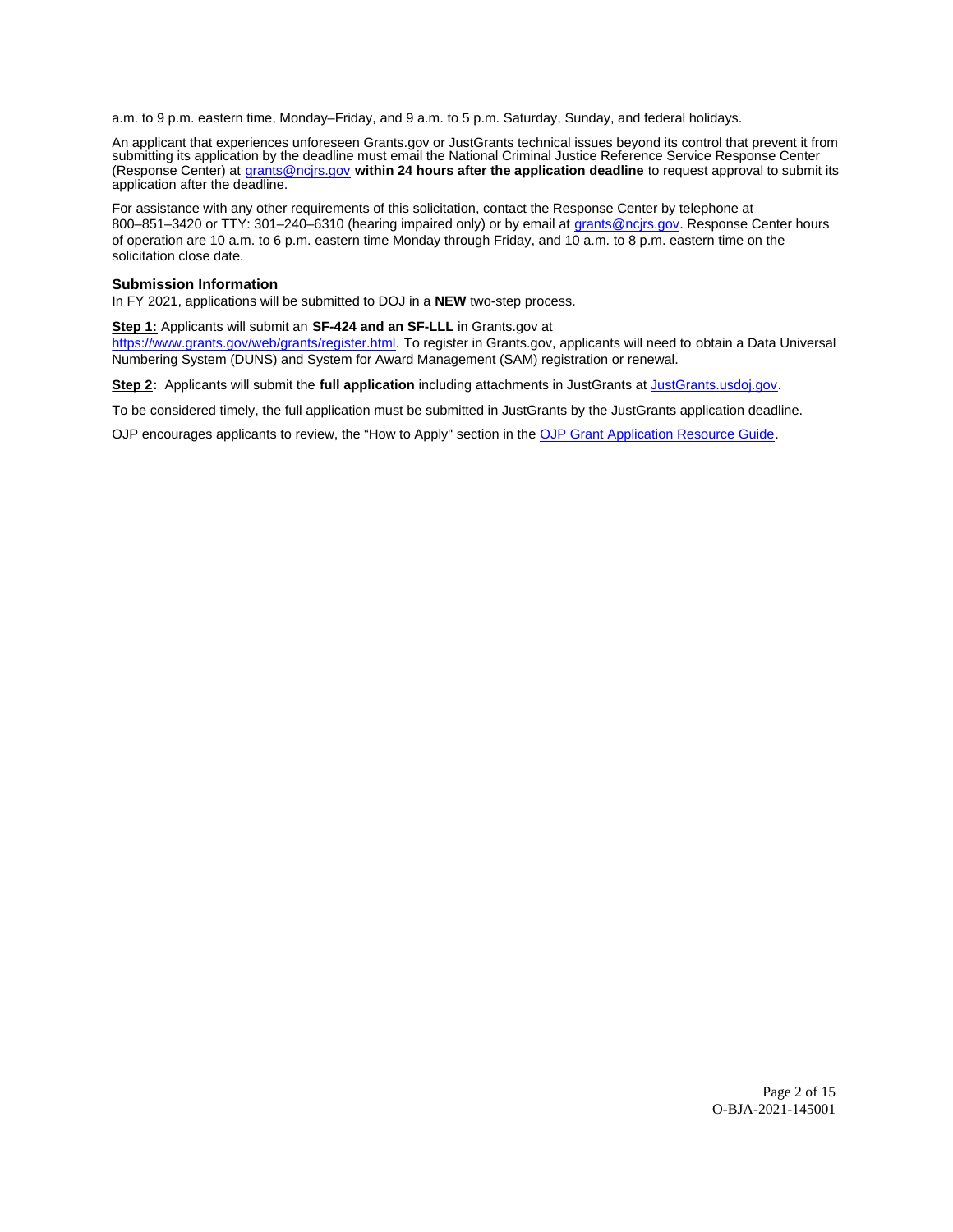a.m. to 9 p.m. eastern time, Monday–Friday, and 9 a.m. to 5 p.m. Saturday, Sunday, and federal holidays.

An applicant that experiences unforeseen Grants.gov or JustGrants technical issues beyond its control that prevent it from submitting its application by the deadline must email the National Criminal Justice Reference Service Response Center (Response Center) at [grants@ncjrs.gov](mailto:grants@ncjrs.gov) **within 24 hours after the application deadline** to request approval to submit its application after the deadline.

For assistance with any other requirements of this solicitation, contact the Response Center by telephone at 800–851–3420 or TTY: 301–240–6310 (hearing impaired only) or by email at [grants@ncjrs.gov](mailto:grants@ncjrs.gov). Response Center hours of operation are 10 a.m. to 6 p.m. eastern time Monday through Friday, and 10 a.m. to 8 p.m. eastern time on the solicitation close date.

### Submission Information

In FY 2021, applications will be submitted to DOJ in a **NEW** two-step process.

**Step 1:** Applicants will submit an **SF-424 and an SF-LLL** in Grants.gov at [https://www.grants.gov/web/grants/register.html](https://www.grants.gov/web/grants/register.html). To register in Grants.gov, applicants will need to obtain a Data Universal Numbering System (DUNS) and System for Award Management (SAM) registration or renewal.

**Step 2:** Applicants will submit the **full application** including attachments in JustGrants at [JustGrants.usdoj.gov](https://JustGrants.usdoj.gov).

To be considered timely, the full application must be submitted in JustGrants by the JustGrants application deadline.

OJP encourages applicants to review, the "How to Apply" section in the [OJP Grant Application Resource Guide](#).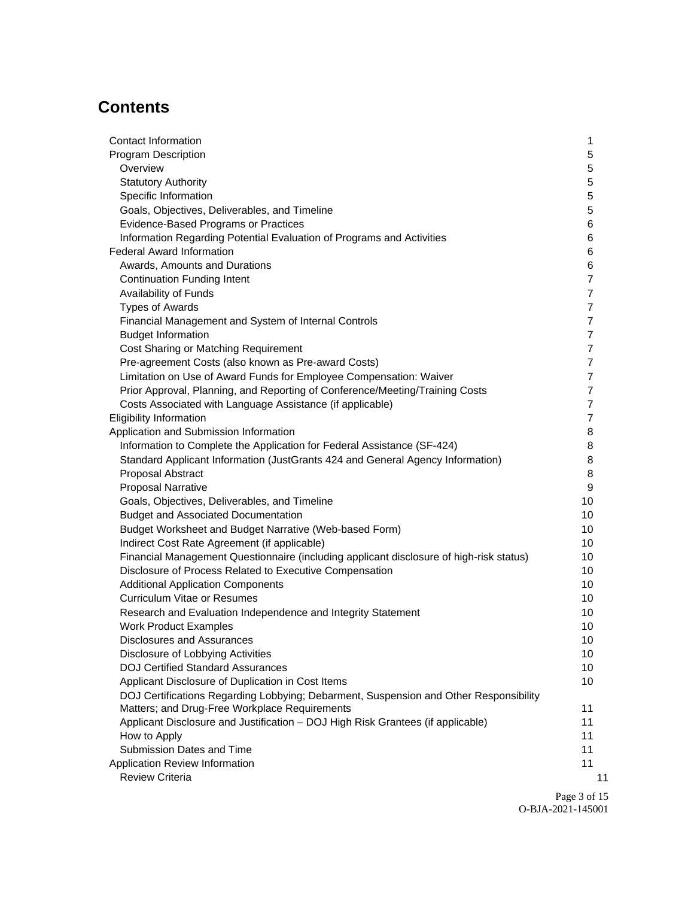# Contents

| | |
|---|---|
| Contact Information | 1 |
| Program Description | 5 |
| Overview | 5 |
| Statutory Authority | 5 |
| Specific Information | 5 |
| Goals, Objectives, Deliverables, and Timeline | 5 |
| Evidence-Based Programs or Practices | 6 |
| Information Regarding Potential Evaluation of Programs and Activities | 6 |
| Federal Award Information | 6 |
| Awards, Amounts and Durations | 6 |
| Continuation Funding Intent | 7 |
| Availability of Funds | 7 |
| Types of Awards | 7 |
| Financial Management and System of Internal Controls | 7 |
| Budget Information | 7 |
| Cost Sharing or Matching Requirement | 7 |
| Pre-agreement Costs (also known as Pre-award Costs) | 7 |
| Limitation on Use of Award Funds for Employee Compensation: Waiver | 7 |
| Prior Approval, Planning, and Reporting of Conference/Meeting/Training Costs | 7 |
| Costs Associated with Language Assistance (if applicable) | 7 |
| Eligibility Information | 7 |
| Application and Submission Information | 8 |
| Information to Complete the Application for Federal Assistance (SF-424) | 8 |
| Standard Applicant Information (JustGrants 424 and General Agency Information) | 8 |
| Proposal Abstract | 8 |
| Proposal Narrative | 9 |
| Goals, Objectives, Deliverables, and Timeline | 10 |
| Budget and Associated Documentation | 10 |
| Budget Worksheet and Budget Narrative (Web-based Form) | 10 |
| Indirect Cost Rate Agreement (if applicable) | 10 |
| Financial Management Questionnaire (including applicant disclosure of high-risk status) | 10 |
| Disclosure of Process Related to Executive Compensation | 10 |
| Additional Application Components | 10 |
| Curriculum Vitae or Resumes | 10 |
| Research and Evaluation Independence and Integrity Statement | 10 |
| Work Product Examples | 10 |
| Disclosures and Assurances | 10 |
| Disclosure of Lobbying Activities | 10 |
| DOJ Certified Standard Assurances | 10 |
| Applicant Disclosure of Duplication in Cost Items | 10 |
| DOJ Certifications Regarding Lobbying; Debarment, Suspension and Other Responsibility Matters; and Drug-Free Workplace Requirements | 11 |
| Applicant Disclosure and Justification – DOJ High Risk Grantees (if applicable) | 11 |
| How to Apply | 11 |
| Submission Dates and Time | 11 |
| Application Review Information | 11 |
| Review Criteria | 11 |

O-BJA-2021-145001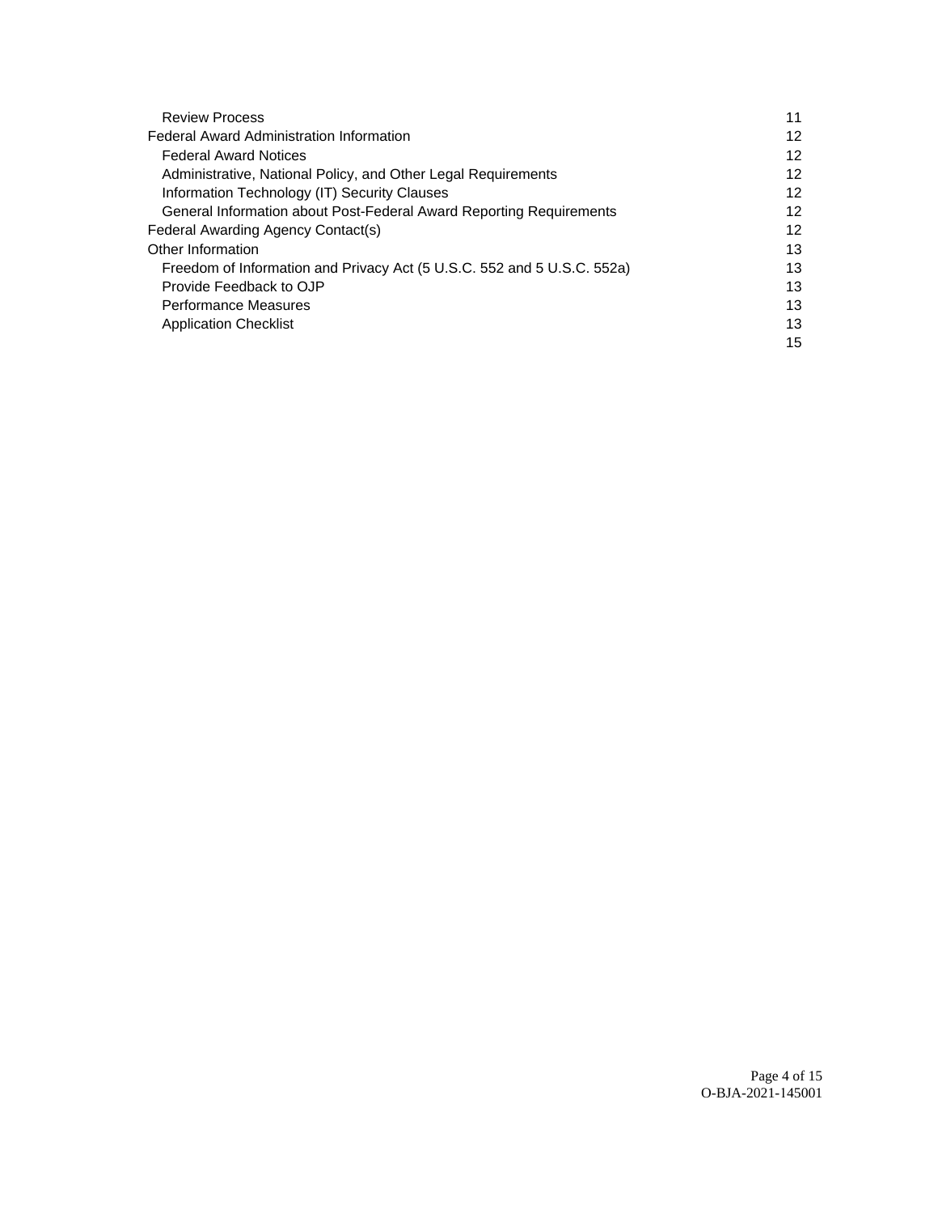| | |
|---|---|
| Review Process | 11 |
| Federal Award Administration Information | 12 |
| Federal Award Notices | 12 |
| Administrative, National Policy, and Other Legal Requirements | 12 |
| Information Technology (IT) Security Clauses | 12 |
| General Information about Post-Federal Award Reporting Requirements | 12 |
| Federal Awarding Agency Contact(s) | 12 |
| Other Information | 13 |
| Freedom of Information and Privacy Act (5 U.S.C. 552 and 5 U.S.C. 552a) | 13 |
| Provide Feedback to OJP | 13 |
| Performance Measures | 13 |
| Application Checklist | 13 |
| | 15 |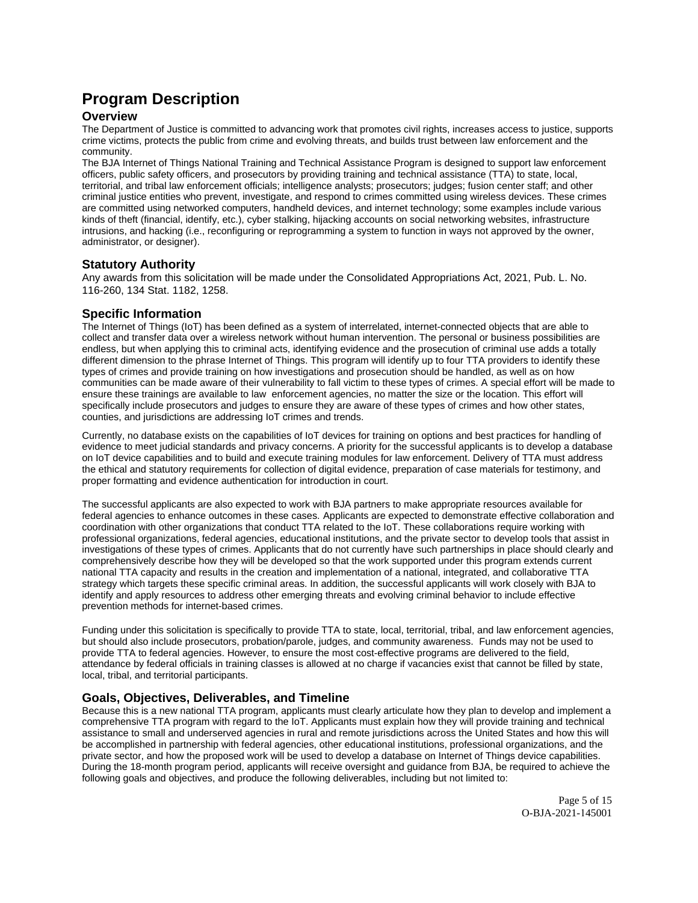# Program Description

## Overview

The Department of Justice is committed to advancing work that promotes civil rights, increases access to justice, supports crime victims, protects the public from crime and evolving threats, and builds trust between law enforcement and the community.

The BJA Internet of Things National Training and Technical Assistance Program is designed to support law enforcement officers, public safety officers, and prosecutors by providing training and technical assistance (TTA) to state, local, territorial, and tribal law enforcement officials; intelligence analysts; prosecutors; judges; fusion center staff; and other criminal justice entities who prevent, investigate, and respond to crimes committed using wireless devices. These crimes are committed using networked computers, handheld devices, and internet technology; some examples include various kinds of theft (financial, identify, etc.), cyber stalking, hijacking accounts on social networking websites, infrastructure intrusions, and hacking (i.e., reconfiguring or reprogramming a system to function in ways not approved by the owner, administrator, or designer).

## Statutory Authority

Any awards from this solicitation will be made under the Consolidated Appropriations Act, 2021, Pub. L. No. 116-260, 134 Stat. 1182, 1258.

## Specific Information

The Internet of Things (IoT) has been defined as a system of interrelated, internet-connected objects that are able to collect and transfer data over a wireless network without human intervention. The personal or business possibilities are endless, but when applying this to criminal acts, identifying evidence and the prosecution of criminal use adds a totally different dimension to the phrase Internet of Things. This program will identify up to four TTA providers to identify these types of crimes and provide training on how investigations and prosecution should be handled, as well as on how communities can be made aware of their vulnerability to fall victim to these types of crimes. A special effort will be made to ensure these trainings are available to law enforcement agencies, no matter the size or the location. This effort will specifically include prosecutors and judges to ensure they are aware of these types of crimes and how other states, counties, and jurisdictions are addressing IoT crimes and trends.

Currently, no database exists on the capabilities of IoT devices for training on options and best practices for handling of evidence to meet judicial standards and privacy concerns. A priority for the successful applicants is to develop a database on IoT device capabilities and to build and execute training modules for law enforcement. Delivery of TTA must address the ethical and statutory requirements for collection of digital evidence, preparation of case materials for testimony, and proper formatting and evidence authentication for introduction in court.

The successful applicants are also expected to work with BJA partners to make appropriate resources available for federal agencies to enhance outcomes in these cases. Applicants are expected to demonstrate effective collaboration and coordination with other organizations that conduct TTA related to the IoT. These collaborations require working with professional organizations, federal agencies, educational institutions, and the private sector to develop tools that assist in investigations of these types of crimes. Applicants that do not currently have such partnerships in place should clearly and comprehensively describe how they will be developed so that the work supported under this program extends current national TTA capacity and results in the creation and implementation of a national, integrated, and collaborative TTA strategy which targets these specific criminal areas. In addition, the successful applicants will work closely with BJA to identify and apply resources to address other emerging threats and evolving criminal behavior to include effective prevention methods for internet-based crimes.

Funding under this solicitation is specifically to provide TTA to state, local, territorial, tribal, and law enforcement agencies, but should also include prosecutors, probation/parole, judges, and community awareness. Funds may not be used to provide TTA to federal agencies. However, to ensure the most cost-effective programs are delivered to the field, attendance by federal officials in training classes is allowed at no charge if vacancies exist that cannot be filled by state, local, tribal, and territorial participants.

## Goals, Objectives, Deliverables, and Timeline

Because this is a new national TTA program, applicants must clearly articulate how they plan to develop and implement a comprehensive TTA program with regard to the IoT. Applicants must explain how they will provide training and technical assistance to small and underserved agencies in rural and remote jurisdictions across the United States and how this will be accomplished in partnership with federal agencies, other educational institutions, professional organizations, and the private sector, and how the proposed work will be used to develop a database on Internet of Things device capabilities. During the 18-month program period, applicants will receive oversight and guidance from BJA, be required to achieve the following goals and objectives, and produce the following deliverables, including but not limited to: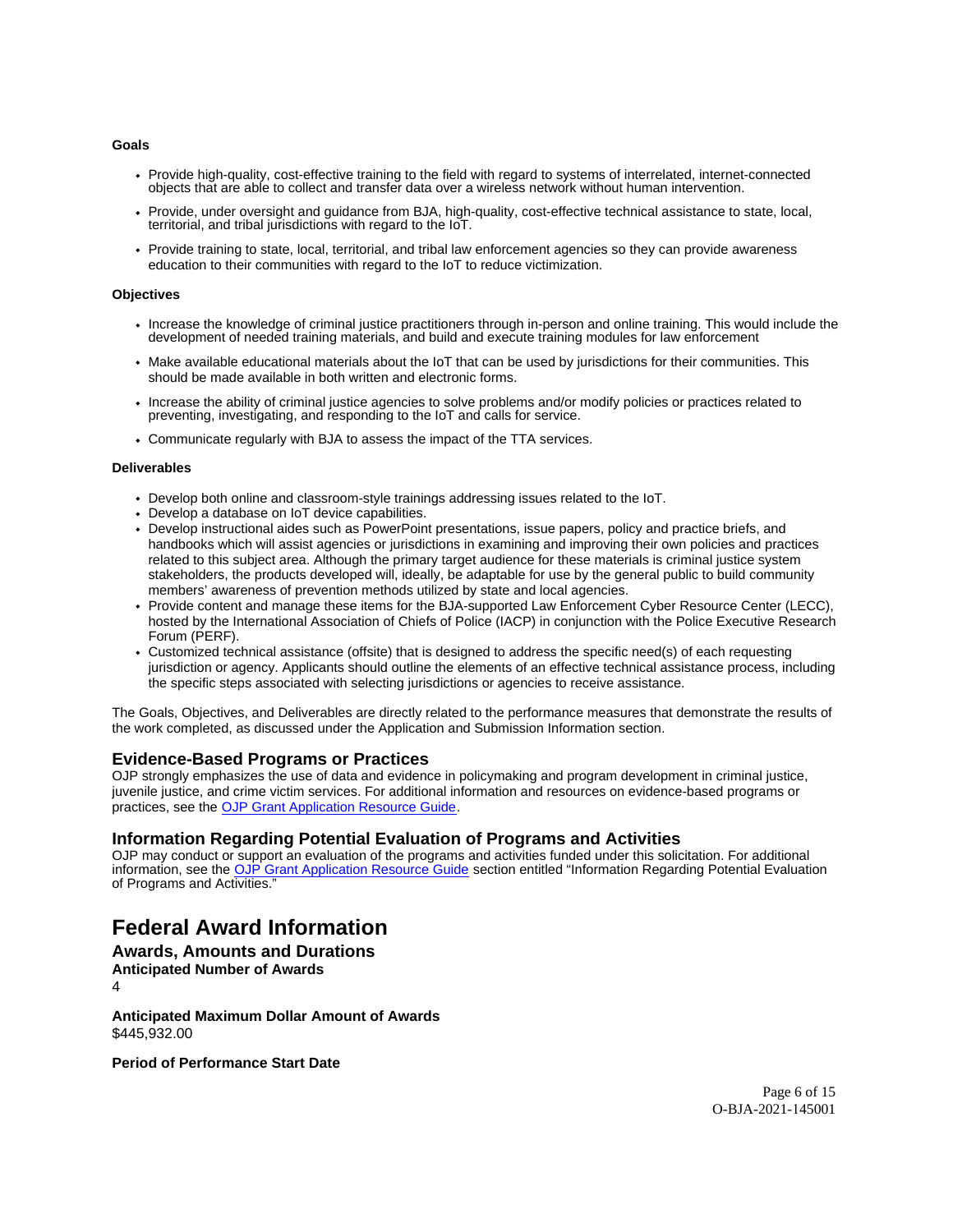**Goals**

- Provide high-quality, cost-effective training to the field with regard to systems of interrelated, internet-connected objects that are able to collect and transfer data over a wireless network without human intervention.
- Provide, under oversight and guidance from BJA, high-quality, cost-effective technical assistance to state, local, territorial, and tribal jurisdictions with regard to the IoT.
- Provide training to state, local, territorial, and tribal law enforcement agencies so they can provide awareness education to their communities with regard to the IoT to reduce victimization.

**Objectives**

- Increase the knowledge of criminal justice practitioners through in-person and online training. This would include the development of needed training materials, and build and execute training modules for law enforcement
- Make available educational materials about the IoT that can be used by jurisdictions for their communities. This should be made available in both written and electronic forms.
- Increase the ability of criminal justice agencies to solve problems and/or modify policies or practices related to preventing, investigating, and responding to the IoT and calls for service.
- Communicate regularly with BJA to assess the impact of the TTA services.

**Deliverables**

- Develop both online and classroom-style trainings addressing issues related to the IoT.
- Develop a database on IoT device capabilities.
- Develop instructional aides such as PowerPoint presentations, issue papers, policy and practice briefs, and handbooks which will assist agencies or jurisdictions in examining and improving their own policies and practices related to this subject area. Although the primary target audience for these materials is criminal justice system stakeholders, the products developed will, ideally, be adaptable for use by the general public to build community members' awareness of prevention methods utilized by state and local agencies.
- Provide content and manage these items for the BJA-supported Law Enforcement Cyber Resource Center (LECC), hosted by the International Association of Chiefs of Police (IACP) in conjunction with the Police Executive Research Forum (PERF).
- Customized technical assistance (offsite) that is designed to address the specific need(s) of each requesting jurisdiction or agency. Applicants should outline the elements of an effective technical assistance process, including the specific steps associated with selecting jurisdictions or agencies to receive assistance.

The Goals, Objectives, and Deliverables are directly related to the performance measures that demonstrate the results of the work completed, as discussed under the Application and Submission Information section.

## Evidence-Based Programs or Practices

OJP strongly emphasizes the use of data and evidence in policymaking and program development in criminal justice, juvenile justice, and crime victim services. For additional information and resources on evidence-based programs or practices, see the OJP Grant Application Resource Guide.

## Information Regarding Potential Evaluation of Programs and Activities

OJP may conduct or support an evaluation of the programs and activities funded under this solicitation. For additional information, see the OJP Grant Application Resource Guide section entitled "Information Regarding Potential Evaluation of Programs and Activities."

# Federal Award Information

## Awards, Amounts and Durations

**Anticipated Number of Awards**

4

**Anticipated Maximum Dollar Amount of Awards**

$445,932.00

**Period of Performance Start Date**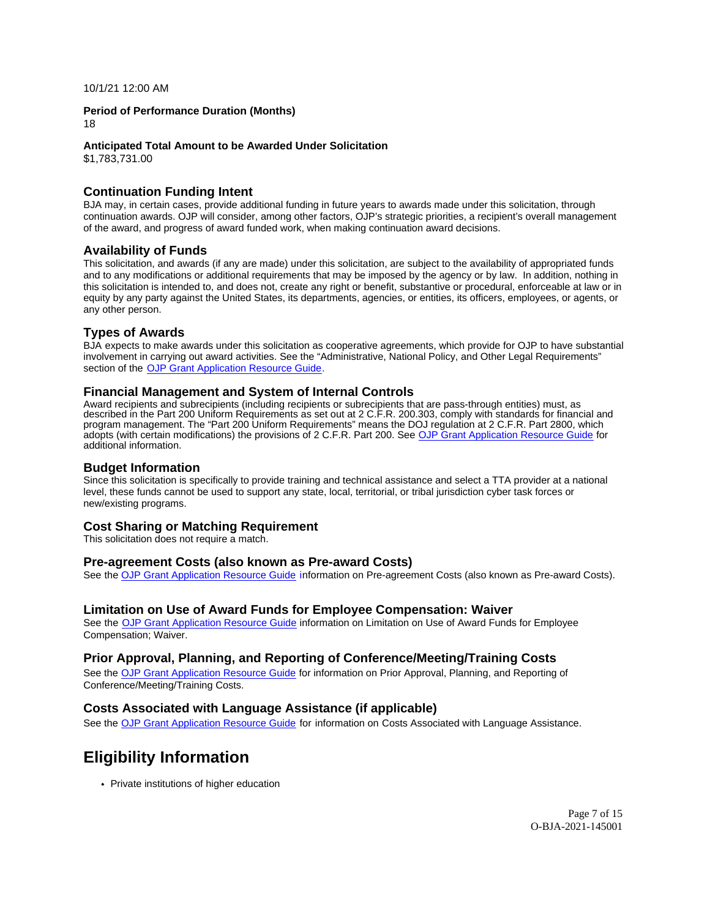10/1/21 12:00 AM

**Period of Performance Duration (Months)**
18

**Anticipated Total Amount to be Awarded Under Solicitation**
$1,783,731.00

### Continuation Funding Intent

BJA may, in certain cases, provide additional funding in future years to awards made under this solicitation, through continuation awards. OJP will consider, among other factors, OJP's strategic priorities, a recipient's overall management of the award, and progress of award funded work, when making continuation award decisions.

### Availability of Funds

This solicitation, and awards (if any are made) under this solicitation, are subject to the availability of appropriated funds and to any modifications or additional requirements that may be imposed by the agency or by law. In addition, nothing in this solicitation is intended to, and does not, create any right or benefit, substantive or procedural, enforceable at law or in equity by any party against the United States, its departments, agencies, or entities, its officers, employees, or agents, or any other person.

### Types of Awards

BJA expects to make awards under this solicitation as cooperative agreements, which provide for OJP to have substantial involvement in carrying out award activities. See the "Administrative, National Policy, and Other Legal Requirements" section of the OJP Grant Application Resource Guide.

### Financial Management and System of Internal Controls

Award recipients and subrecipients (including recipients or subrecipients that are pass-through entities) must, as described in the Part 200 Uniform Requirements as set out at 2 C.F.R. 200.303, comply with standards for financial and program management. The "Part 200 Uniform Requirements" means the DOJ regulation at 2 C.F.R. Part 2800, which adopts (with certain modifications) the provisions of 2 C.F.R. Part 200. See OJP Grant Application Resource Guide for additional information.

### Budget Information

Since this solicitation is specifically to provide training and technical assistance and select a TTA provider at a national level, these funds cannot be used to support any state, local, territorial, or tribal jurisdiction cyber task forces or new/existing programs.

### Cost Sharing or Matching Requirement

This solicitation does not require a match.

### Pre-agreement Costs (also known as Pre-award Costs)

See the OJP Grant Application Resource Guide information on Pre-agreement Costs (also known as Pre-award Costs).

### Limitation on Use of Award Funds for Employee Compensation: Waiver

See the OJP Grant Application Resource Guide information on Limitation on Use of Award Funds for Employee Compensation; Waiver.

### Prior Approval, Planning, and Reporting of Conference/Meeting/Training Costs

See the OJP Grant Application Resource Guide for information on Prior Approval, Planning, and Reporting of Conference/Meeting/Training Costs.

### Costs Associated with Language Assistance (if applicable)

See the OJP Grant Application Resource Guide for information on Costs Associated with Language Assistance.

## Eligibility Information

- Private institutions of higher education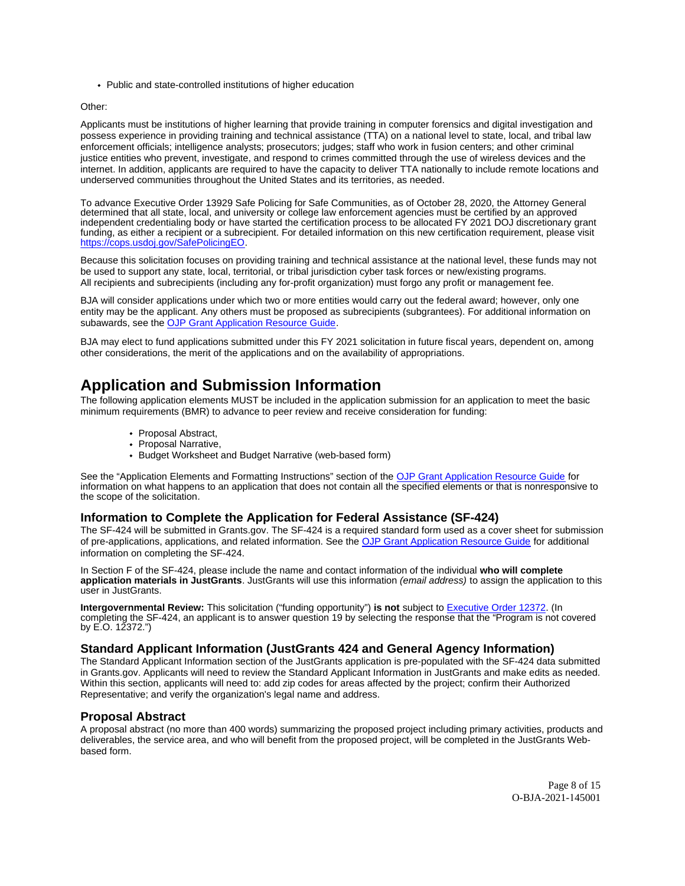- Public and state-controlled institutions of higher education

Other:

Applicants must be institutions of higher learning that provide training in computer forensics and digital investigation and possess experience in providing training and technical assistance (TTA) on a national level to state, local, and tribal law enforcement officials; intelligence analysts; prosecutors; judges; staff who work in fusion centers; and other criminal justice entities who prevent, investigate, and respond to crimes committed through the use of wireless devices and the internet. In addition, applicants are required to have the capacity to deliver TTA nationally to include remote locations and underserved communities throughout the United States and its territories, as needed.

To advance Executive Order 13929 Safe Policing for Safe Communities, as of October 28, 2020, the Attorney General determined that all state, local, and university or college law enforcement agencies must be certified by an approved independent credentialing body or have started the certification process to be allocated FY 2021 DOJ discretionary grant funding, as either a recipient or a subrecipient. For detailed information on this new certification requirement, please visit [https://cops.usdoj.gov/SafePolicingEO](https://cops.usdoj.gov/SafePolicingEO).

Because this solicitation focuses on providing training and technical assistance at the national level, these funds may not be used to support any state, local, territorial, or tribal jurisdiction cyber task forces or new/existing programs. All recipients and subrecipients (including any for-profit organization) must forgo any profit or management fee.

BJA will consider applications under which two or more entities would carry out the federal award; however, only one entity may be the applicant. Any others must be proposed as subrecipients (subgrantees). For additional information on subawards, see the OJP Grant Application Resource Guide.

BJA may elect to fund applications submitted under this FY 2021 solicitation in future fiscal years, dependent on, among other considerations, the merit of the applications and on the availability of appropriations.

# Application and Submission Information

The following application elements MUST be included in the application submission for an application to meet the basic minimum requirements (BMR) to advance to peer review and receive consideration for funding:

- Proposal Abstract,
- Proposal Narrative,
- Budget Worksheet and Budget Narrative (web-based form)

See the "Application Elements and Formatting Instructions" section of the OJP Grant Application Resource Guide for information on what happens to an application that does not contain all the specified elements or that is nonresponsive to the scope of the solicitation.

## Information to Complete the Application for Federal Assistance (SF-424)

The SF-424 will be submitted in Grants.gov. The SF-424 is a required standard form used as a cover sheet for submission of pre-applications, applications, and related information. See the OJP Grant Application Resource Guide for additional information on completing the SF-424.

In Section F of the SF-424, please include the name and contact information of the individual **who will complete application materials in JustGrants**. JustGrants will use this information *(email address)* to assign the application to this user in JustGrants.

**Intergovernmental Review:** This solicitation ("funding opportunity") **is not** subject to Executive Order 12372. (In completing the SF-424, an applicant is to answer question 19 by selecting the response that the "Program is not covered by E.O. 12372.")

## Standard Applicant Information (JustGrants 424 and General Agency Information)

The Standard Applicant Information section of the JustGrants application is pre-populated with the SF-424 data submitted in Grants.gov. Applicants will need to review the Standard Applicant Information in JustGrants and make edits as needed. Within this section, applicants will need to: add zip codes for areas affected by the project; confirm their Authorized Representative; and verify the organization's legal name and address.

## Proposal Abstract

A proposal abstract (no more than 400 words) summarizing the proposed project including primary activities, products and deliverables, the service area, and who will benefit from the proposed project, will be completed in the JustGrants Web-based form.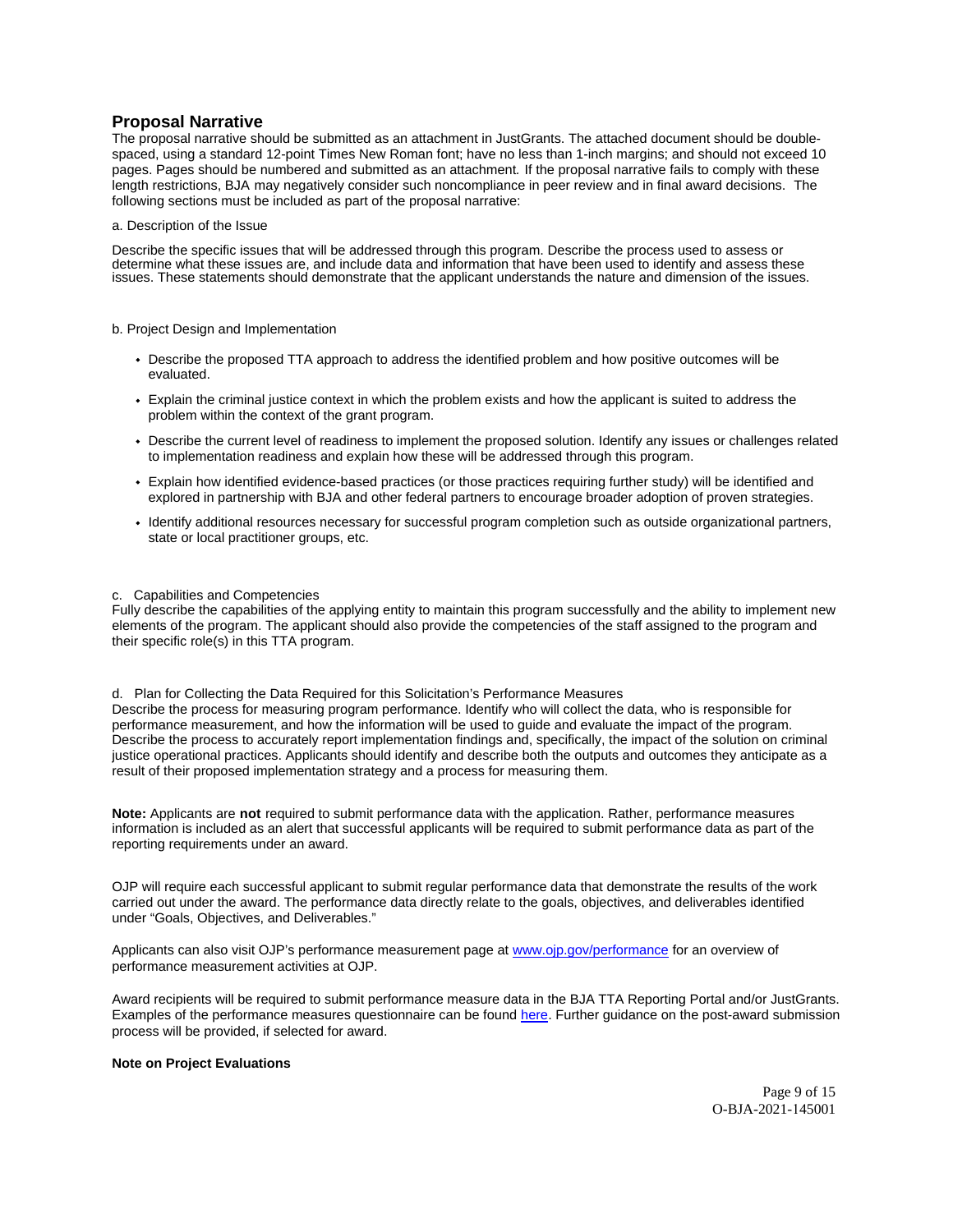## Proposal Narrative

The proposal narrative should be submitted as an attachment in JustGrants. The attached document should be double-spaced, using a standard 12-point Times New Roman font; have no less than 1-inch margins; and should not exceed 10 pages. Pages should be numbered and submitted as an attachment. If the proposal narrative fails to comply with these length restrictions, BJA may negatively consider such noncompliance in peer review and in final award decisions. The following sections must be included as part of the proposal narrative:

a. Description of the Issue

Describe the specific issues that will be addressed through this program. Describe the process used to assess or determine what these issues are, and include data and information that have been used to identify and assess these issues. These statements should demonstrate that the applicant understands the nature and dimension of the issues.

b. Project Design and Implementation

- Describe the proposed TTA approach to address the identified problem and how positive outcomes will be evaluated.
- Explain the criminal justice context in which the problem exists and how the applicant is suited to address the problem within the context of the grant program.
- Describe the current level of readiness to implement the proposed solution. Identify any issues or challenges related to implementation readiness and explain how these will be addressed through this program.
- Explain how identified evidence-based practices (or those practices requiring further study) will be identified and explored in partnership with BJA and other federal partners to encourage broader adoption of proven strategies.
- Identify additional resources necessary for successful program completion such as outside organizational partners, state or local practitioner groups, etc.

c. Capabilities and Competencies

Fully describe the capabilities of the applying entity to maintain this program successfully and the ability to implement new elements of the program. The applicant should also provide the competencies of the staff assigned to the program and their specific role(s) in this TTA program.

d. Plan for Collecting the Data Required for this Solicitation's Performance Measures

Describe the process for measuring program performance. Identify who will collect the data, who is responsible for performance measurement, and how the information will be used to guide and evaluate the impact of the program. Describe the process to accurately report implementation findings and, specifically, the impact of the solution on criminal justice operational practices. Applicants should identify and describe both the outputs and outcomes they anticipate as a result of their proposed implementation strategy and a process for measuring them.

**Note:** Applicants are **not** required to submit performance data with the application. Rather, performance measures information is included as an alert that successful applicants will be required to submit performance data as part of the reporting requirements under an award.

OJP will require each successful applicant to submit regular performance data that demonstrate the results of the work carried out under the award. The performance data directly relate to the goals, objectives, and deliverables identified under "Goals, Objectives, and Deliverables."

Applicants can also visit OJP's performance measurement page at [www.ojp.gov/performance](www.ojp.gov/performance) for an overview of performance measurement activities at OJP.

Award recipients will be required to submit performance measure data in the BJA TTA Reporting Portal and/or JustGrants. Examples of the performance measures questionnaire can be found here. Further guidance on the post-award submission process will be provided, if selected for award.

**Note on Project Evaluations**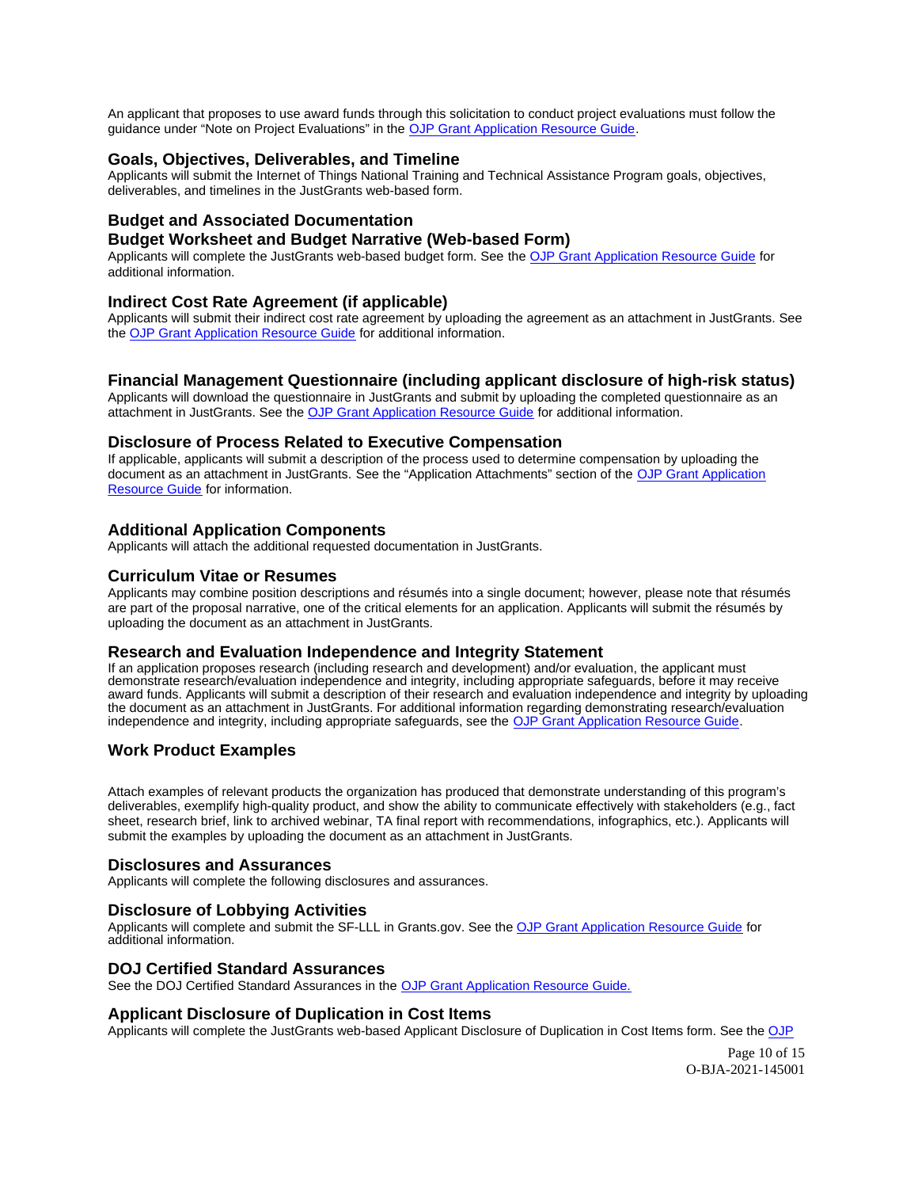An applicant that proposes to use award funds through this solicitation to conduct project evaluations must follow the guidance under "Note on Project Evaluations" in the OJP Grant Application Resource Guide.

### Goals, Objectives, Deliverables, and Timeline

Applicants will submit the Internet of Things National Training and Technical Assistance Program goals, objectives, deliverables, and timelines in the JustGrants web-based form.

### Budget and Associated Documentation

### Budget Worksheet and Budget Narrative (Web-based Form)

Applicants will complete the JustGrants web-based budget form. See the OJP Grant Application Resource Guide for additional information.

### Indirect Cost Rate Agreement (if applicable)

Applicants will submit their indirect cost rate agreement by uploading the agreement as an attachment in JustGrants. See the OJP Grant Application Resource Guide for additional information.

### Financial Management Questionnaire (including applicant disclosure of high-risk status)

Applicants will download the questionnaire in JustGrants and submit by uploading the completed questionnaire as an attachment in JustGrants. See the OJP Grant Application Resource Guide for additional information.

### Disclosure of Process Related to Executive Compensation

If applicable, applicants will submit a description of the process used to determine compensation by uploading the document as an attachment in JustGrants. See the "Application Attachments" section of the OJP Grant Application Resource Guide for information.

### Additional Application Components

Applicants will attach the additional requested documentation in JustGrants.

### Curriculum Vitae or Resumes

Applicants may combine position descriptions and résumés into a single document; however, please note that résumés are part of the proposal narrative, one of the critical elements for an application. Applicants will submit the résumés by uploading the document as an attachment in JustGrants.

### Research and Evaluation Independence and Integrity Statement

If an application proposes research (including research and development) and/or evaluation, the applicant must demonstrate research/evaluation independence and integrity, including appropriate safeguards, before it may receive award funds. Applicants will submit a description of their research and evaluation independence and integrity by uploading the document as an attachment in JustGrants. For additional information regarding demonstrating research/evaluation independence and integrity, including appropriate safeguards, see the OJP Grant Application Resource Guide.

### Work Product Examples

Attach examples of relevant products the organization has produced that demonstrate understanding of this program's deliverables, exemplify high-quality product, and show the ability to communicate effectively with stakeholders (e.g., fact sheet, research brief, link to archived webinar, TA final report with recommendations, infographics, etc.). Applicants will submit the examples by uploading the document as an attachment in JustGrants.

### Disclosures and Assurances

Applicants will complete the following disclosures and assurances.

### Disclosure of Lobbying Activities

Applicants will complete and submit the SF-LLL in Grants.gov. See the OJP Grant Application Resource Guide for additional information.

### DOJ Certified Standard Assurances

See the DOJ Certified Standard Assurances in the OJP Grant Application Resource Guide.

### Applicant Disclosure of Duplication in Cost Items

Applicants will complete the JustGrants web-based Applicant Disclosure of Duplication in Cost Items form. See the OJP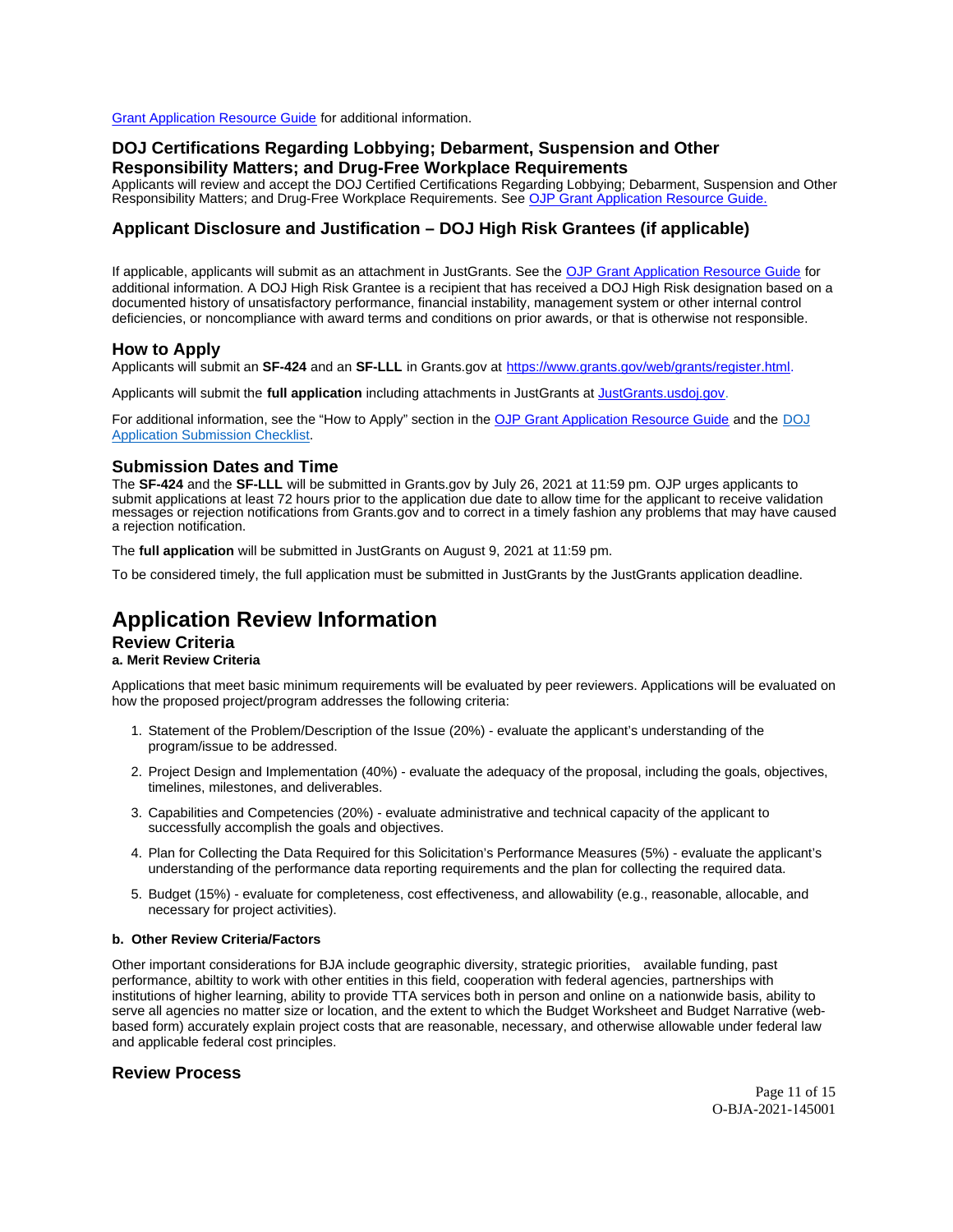Grant Application Resource Guide for additional information.

### DOJ Certifications Regarding Lobbying; Debarment, Suspension and Other Responsibility Matters; and Drug-Free Workplace Requirements

Applicants will review and accept the DOJ Certified Certifications Regarding Lobbying; Debarment, Suspension and Other Responsibility Matters; and Drug-Free Workplace Requirements. See OJP Grant Application Resource Guide.

### Applicant Disclosure and Justification – DOJ High Risk Grantees (if applicable)

If applicable, applicants will submit as an attachment in JustGrants. See the OJP Grant Application Resource Guide for additional information. A DOJ High Risk Grantee is a recipient that has received a DOJ High Risk designation based on a documented history of unsatisfactory performance, financial instability, management system or other internal control deficiencies, or noncompliance with award terms and conditions on prior awards, or that is otherwise not responsible.

## How to Apply

Applicants will submit an **SF-424** and an **SF-LLL** in Grants.gov at https://www.grants.gov/web/grants/register.html.

Applicants will submit the **full application** including attachments in JustGrants at JustGrants.usdoj.gov.

For additional information, see the "How to Apply" section in the OJP Grant Application Resource Guide and the DOJ Application Submission Checklist.

## Submission Dates and Time

The **SF-424** and the **SF-LLL** will be submitted in Grants.gov by July 26, 2021 at 11:59 pm. OJP urges applicants to submit applications at least 72 hours prior to the application due date to allow time for the applicant to receive validation messages or rejection notifications from Grants.gov and to correct in a timely fashion any problems that may have caused a rejection notification.

The **full application** will be submitted in JustGrants on August 9, 2021 at 11:59 pm.

To be considered timely, the full application must be submitted in JustGrants by the JustGrants application deadline.

# Application Review Information

## Review Criteria

**a. Merit Review Criteria**

Applications that meet basic minimum requirements will be evaluated by peer reviewers. Applications will be evaluated on how the proposed project/program addresses the following criteria:

1. Statement of the Problem/Description of the Issue (20%) - evaluate the applicant's understanding of the program/issue to be addressed.
2. Project Design and Implementation (40%) - evaluate the adequacy of the proposal, including the goals, objectives, timelines, milestones, and deliverables.
3. Capabilities and Competencies (20%) - evaluate administrative and technical capacity of the applicant to successfully accomplish the goals and objectives.
4. Plan for Collecting the Data Required for this Solicitation's Performance Measures (5%) - evaluate the applicant's understanding of the performance data reporting requirements and the plan for collecting the required data.
5. Budget (15%) - evaluate for completeness, cost effectiveness, and allowability (e.g., reasonable, allocable, and necessary for project activities).

**b. Other Review Criteria/Factors**

Other important considerations for BJA include geographic diversity, strategic priorities, available funding, past performance, abiltity to work with other entities in this field, cooperation with federal agencies, partnerships with institutions of higher learning, ability to provide TTA services both in person and online on a nationwide basis, ability to serve all agencies no matter size or location, and the extent to which the Budget Worksheet and Budget Narrative (web-based form) accurately explain project costs that are reasonable, necessary, and otherwise allowable under federal law and applicable federal cost principles.

## Review Process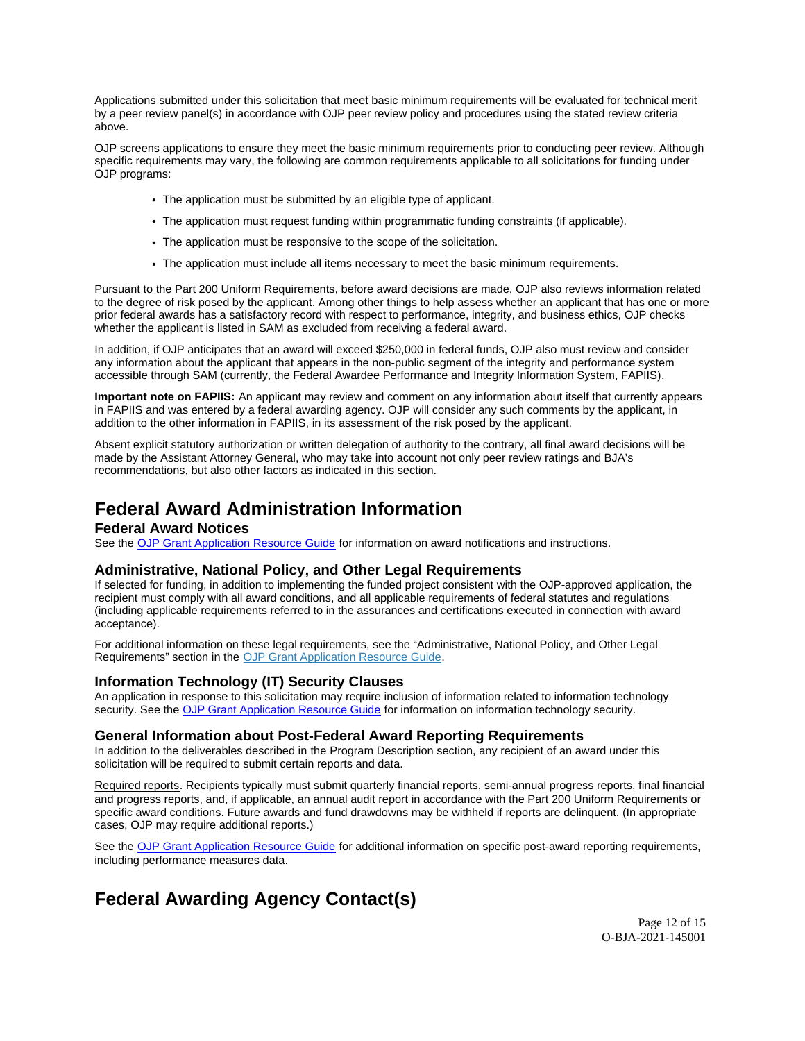Applications submitted under this solicitation that meet basic minimum requirements will be evaluated for technical merit by a peer review panel(s) in accordance with OJP peer review policy and procedures using the stated review criteria above.

OJP screens applications to ensure they meet the basic minimum requirements prior to conducting peer review. Although specific requirements may vary, the following are common requirements applicable to all solicitations for funding under OJP programs:

- The application must be submitted by an eligible type of applicant.
- The application must request funding within programmatic funding constraints (if applicable).
- The application must be responsive to the scope of the solicitation.
- The application must include all items necessary to meet the basic minimum requirements.

Pursuant to the Part 200 Uniform Requirements, before award decisions are made, OJP also reviews information related to the degree of risk posed by the applicant. Among other things to help assess whether an applicant that has one or more prior federal awards has a satisfactory record with respect to performance, integrity, and business ethics, OJP checks whether the applicant is listed in SAM as excluded from receiving a federal award.

In addition, if OJP anticipates that an award will exceed $250,000 in federal funds, OJP also must review and consider any information about the applicant that appears in the non-public segment of the integrity and performance system accessible through SAM (currently, the Federal Awardee Performance and Integrity Information System, FAPIIS).

**Important note on FAPIIS:** An applicant may review and comment on any information about itself that currently appears in FAPIIS and was entered by a federal awarding agency. OJP will consider any such comments by the applicant, in addition to the other information in FAPIIS, in its assessment of the risk posed by the applicant.

Absent explicit statutory authorization or written delegation of authority to the contrary, all final award decisions will be made by the Assistant Attorney General, who may take into account not only peer review ratings and BJA's recommendations, but also other factors as indicated in this section.

# Federal Award Administration Information

## Federal Award Notices

See the OJP Grant Application Resource Guide for information on award notifications and instructions.

## Administrative, National Policy, and Other Legal Requirements

If selected for funding, in addition to implementing the funded project consistent with the OJP-approved application, the recipient must comply with all award conditions, and all applicable requirements of federal statutes and regulations (including applicable requirements referred to in the assurances and certifications executed in connection with award acceptance).

For additional information on these legal requirements, see the "Administrative, National Policy, and Other Legal Requirements" section in the OJP Grant Application Resource Guide.

## Information Technology (IT) Security Clauses

An application in response to this solicitation may require inclusion of information related to information technology security. See the OJP Grant Application Resource Guide for information on information technology security.

## General Information about Post-Federal Award Reporting Requirements

In addition to the deliverables described in the Program Description section, any recipient of an award under this solicitation will be required to submit certain reports and data.

Required reports. Recipients typically must submit quarterly financial reports, semi-annual progress reports, final financial and progress reports, and, if applicable, an annual audit report in accordance with the Part 200 Uniform Requirements or specific award conditions. Future awards and fund drawdowns may be withheld if reports are delinquent. (In appropriate cases, OJP may require additional reports.)

See the OJP Grant Application Resource Guide for additional information on specific post-award reporting requirements, including performance measures data.

# Federal Awarding Agency Contact(s)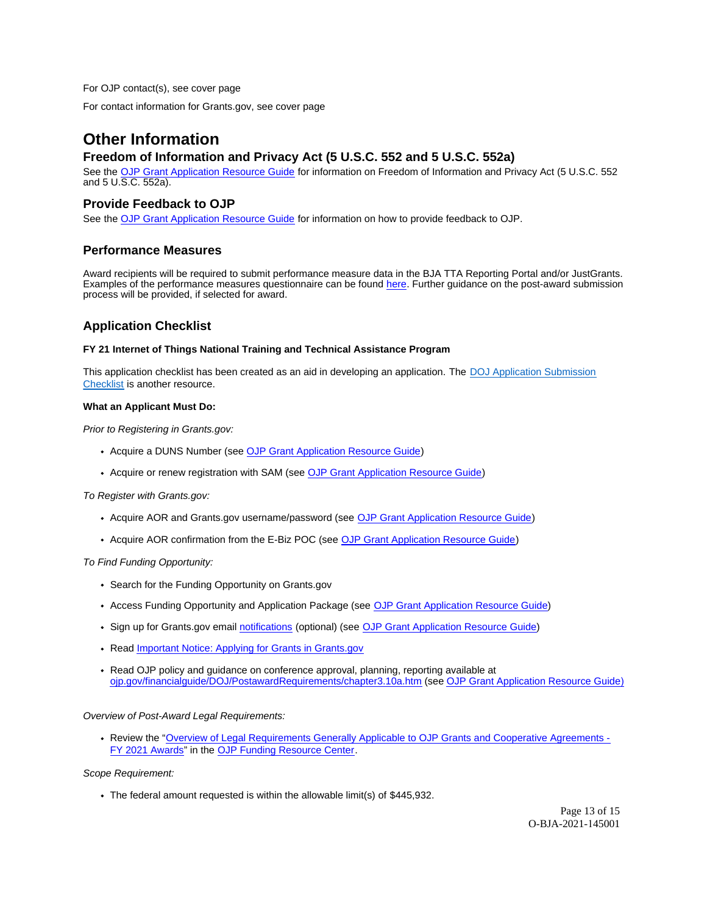For OJP contact(s), see cover page

For contact information for Grants.gov, see cover page

# Other Information

## Freedom of Information and Privacy Act (5 U.S.C. 552 and 5 U.S.C. 552a)

See the OJP Grant Application Resource Guide for information on Freedom of Information and Privacy Act (5 U.S.C. 552 and 5 U.S.C. 552a).

## Provide Feedback to OJP

See the OJP Grant Application Resource Guide for information on how to provide feedback to OJP.

## Performance Measures

Award recipients will be required to submit performance measure data in the BJA TTA Reporting Portal and/or JustGrants. Examples of the performance measures questionnaire can be found here. Further guidance on the post-award submission process will be provided, if selected for award.

## Application Checklist

**FY 21 Internet of Things National Training and Technical Assistance Program**

This application checklist has been created as an aid in developing an application. The DOJ Application Submission Checklist is another resource.

**What an Applicant Must Do:**

*Prior to Registering in Grants.gov:*

- Acquire a DUNS Number (see OJP Grant Application Resource Guide)
- Acquire or renew registration with SAM (see OJP Grant Application Resource Guide)

*To Register with Grants.gov:*

- Acquire AOR and Grants.gov username/password (see OJP Grant Application Resource Guide)
- Acquire AOR confirmation from the E-Biz POC (see OJP Grant Application Resource Guide)

*To Find Funding Opportunity:*

- Search for the Funding Opportunity on Grants.gov
- Access Funding Opportunity and Application Package (see OJP Grant Application Resource Guide)
- Sign up for Grants.gov email notifications (optional) (see OJP Grant Application Resource Guide)
- Read Important Notice: Applying for Grants in Grants.gov
- Read OJP policy and guidance on conference approval, planning, reporting available at ojp.gov/financialguide/DOJ/PostawardRequirements/chapter3.10a.htm (see OJP Grant Application Resource Guide)

*Overview of Post-Award Legal Requirements:*

- Review the "Overview of Legal Requirements Generally Applicable to OJP Grants and Cooperative Agreements - FY 2021 Awards" in the OJP Funding Resource Center.

*Scope Requirement:*

- The federal amount requested is within the allowable limit(s) of $445,932.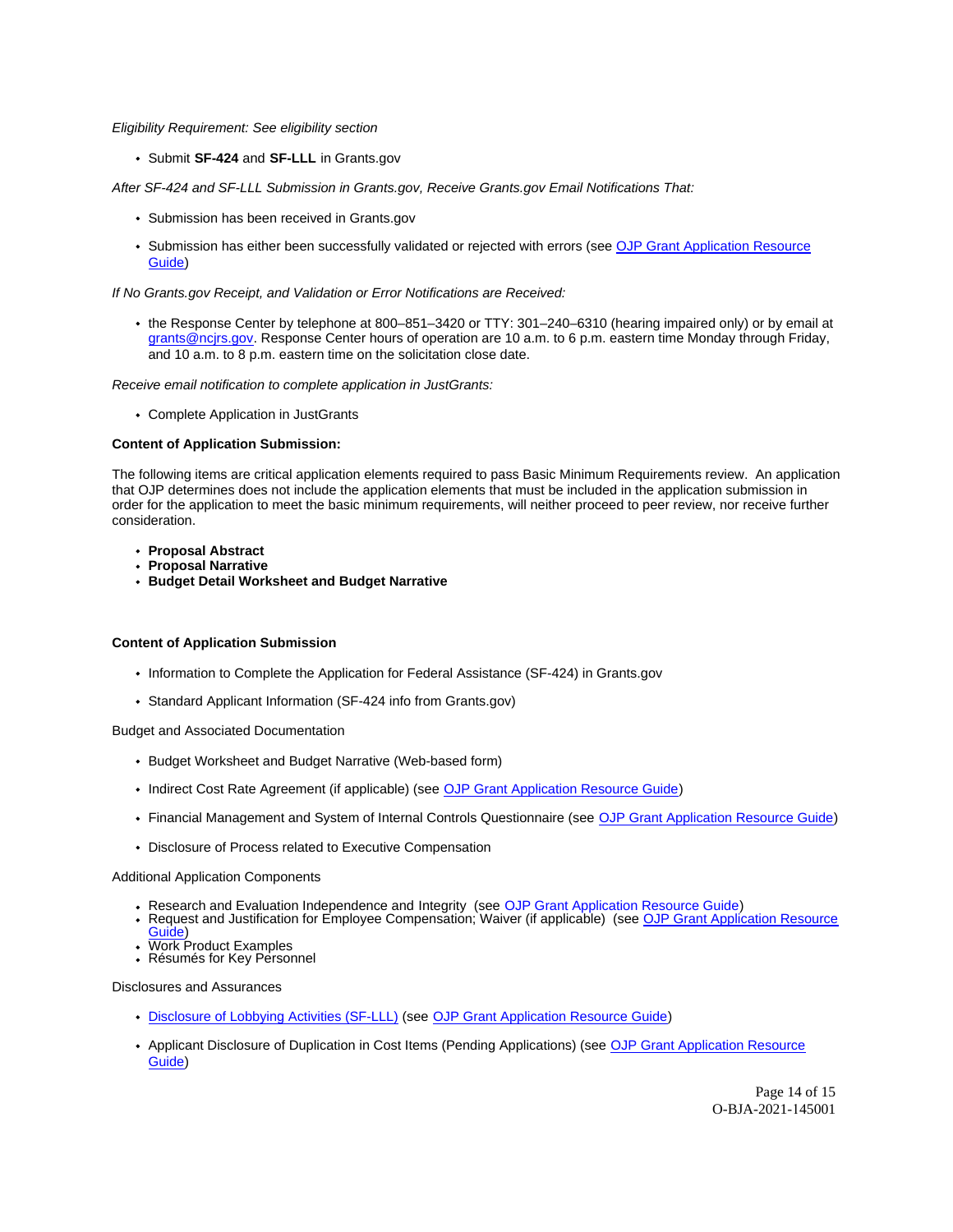*Eligibility Requirement: See eligibility section*

- Submit **SF-424** and **SF-LLL** in Grants.gov

*After SF-424 and SF-LLL Submission in Grants.gov, Receive Grants.gov Email Notifications That:*

- Submission has been received in Grants.gov
- Submission has either been successfully validated or rejected with errors (see OJP Grant Application Resource Guide)

*If No Grants.gov Receipt, and Validation or Error Notifications are Received:*

- the Response Center by telephone at 800–851–3420 or TTY: 301–240–6310 (hearing impaired only) or by email at grants@ncjrs.gov. Response Center hours of operation are 10 a.m. to 6 p.m. eastern time Monday through Friday, and 10 a.m. to 8 p.m. eastern time on the solicitation close date.

*Receive email notification to complete application in JustGrants:*

- Complete Application in JustGrants

**Content of Application Submission:**

The following items are critical application elements required to pass Basic Minimum Requirements review. An application that OJP determines does not include the application elements that must be included in the application submission in order for the application to meet the basic minimum requirements, will neither proceed to peer review, nor receive further consideration.

- **Proposal Abstract**
- **Proposal Narrative**
- **Budget Detail Worksheet and Budget Narrative**

**Content of Application Submission**

- Information to Complete the Application for Federal Assistance (SF-424) in Grants.gov
- Standard Applicant Information (SF-424 info from Grants.gov)

Budget and Associated Documentation

- Budget Worksheet and Budget Narrative (Web-based form)
- Indirect Cost Rate Agreement (if applicable) (see OJP Grant Application Resource Guide)
- Financial Management and System of Internal Controls Questionnaire (see OJP Grant Application Resource Guide)
- Disclosure of Process related to Executive Compensation

Additional Application Components

- Research and Evaluation Independence and Integrity (see OJP Grant Application Resource Guide)
- Request and Justification for Employee Compensation; Waiver (if applicable) (see OJP Grant Application Resource Guide)
- Work Product Examples
- Résumés for Key Personnel

Disclosures and Assurances

- Disclosure of Lobbying Activities (SF-LLL) (see OJP Grant Application Resource Guide)
- Applicant Disclosure of Duplication in Cost Items (Pending Applications) (see OJP Grant Application Resource Guide)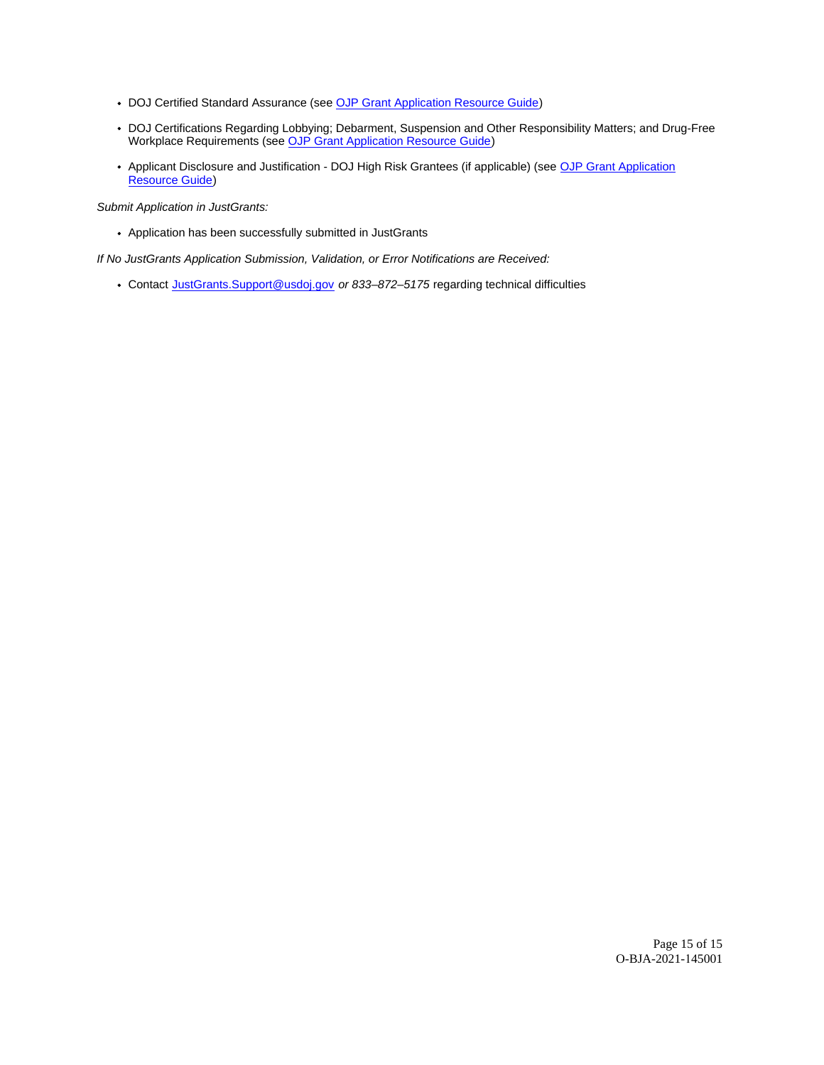- DOJ Certified Standard Assurance (see OJP Grant Application Resource Guide)
- DOJ Certifications Regarding Lobbying; Debarment, Suspension and Other Responsibility Matters; and Drug-Free Workplace Requirements (see OJP Grant Application Resource Guide)
- Applicant Disclosure and Justification - DOJ High Risk Grantees (if applicable) (see OJP Grant Application Resource Guide)

*Submit Application in JustGrants:*

- Application has been successfully submitted in JustGrants

*If No JustGrants Application Submission, Validation, or Error Notifications are Received:*

- Contact JustGrants.Support@usdoj.gov *or 833–872–5175* regarding technical difficulties